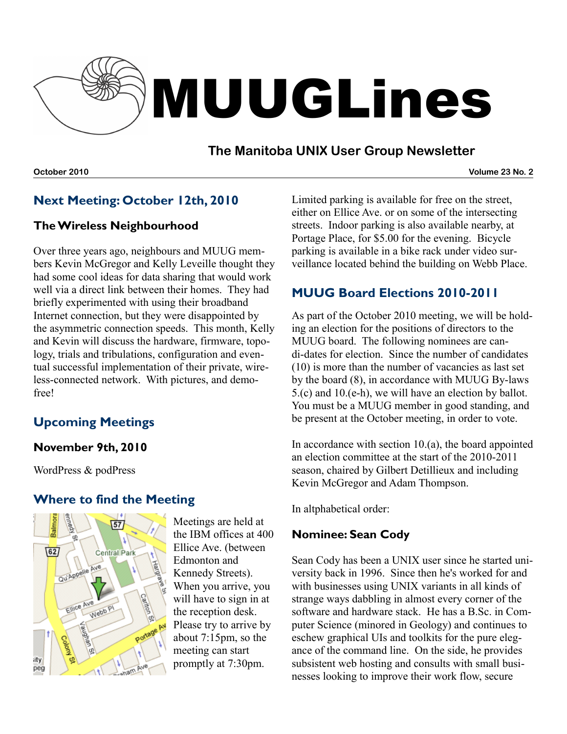# MUUGLines

## The Manitoba UNIX User Group Newsletter

**October 2010** **Volume 23 No. 2**

## Next Meeting: October 12th, 2010

### The Wireless Neighbourhood

Over three years ago, neighbours and MUUG members Kevin McGregor and Kelly Leveille thought they had some cool ideas for data sharing that would work well via a direct link between their homes. They had briefly experimented with using their broadband Internet connection, but they were disappointed by the asymmetric connection speeds. This month, Kelly and Kevin will discuss the hardware, firmware, topology, trials and tribulations, configuration and eventual successful implementation of their private, wireless-connected network. With pictures, and demo-free!

## Upcoming Meetings

### November 9th, 2010

WordPress & podPress

## Where to find the Meeting

Meetings are held at the IBM offices at 400 Ellice Ave. (between Edmonton and Kennedy Streets). When you arrive, you will have to sign in at the reception desk. Please try to arrive by about 7:15pm, so the meeting can start promptly at 7:30pm.

Limited parking is available for free on the street, either on Ellice Ave. or on some of the intersecting streets. Indoor parking is also available nearby, at Portage Place, for $5.00 for the evening. Bicycle parking is available in a bike rack under video surveillance located behind the building on Webb Place.

## MUUG Board Elections 2010-2011

As part of the October 2010 meeting, we will be holding an election for the positions of directors to the MUUG board. The following nominees are candidates for election. Since the number of candidates (10) is more than the number of vacancies as last set by the board (8), in accordance with MUUG By-laws 5.(c) and 10.(e-h), we will have an election by ballot. You must be a MUUG member in good standing, and be present at the October meeting, in order to vote.

In accordance with section 10.(a), the board appointed an election committee at the start of the 2010-2011 season, chaired by Gilbert Detillieux and including Kevin McGregor and Adam Thompson.

In altphabetical order:

### Nominee: Sean Cody

Sean Cody has been a UNIX user since he started university back in 1996. Since then he's worked for and with businesses using UNIX variants in all kinds of strange ways dabbling in almost every corner of the software and hardware stack. He has a B.Sc. in Computer Science (minored in Geology) and continues to eschew graphical UIs and toolkits for the pure elegance of the command line. On the side, he provides subsistent web hosting and consults with small businesses looking to improve their work flow, secure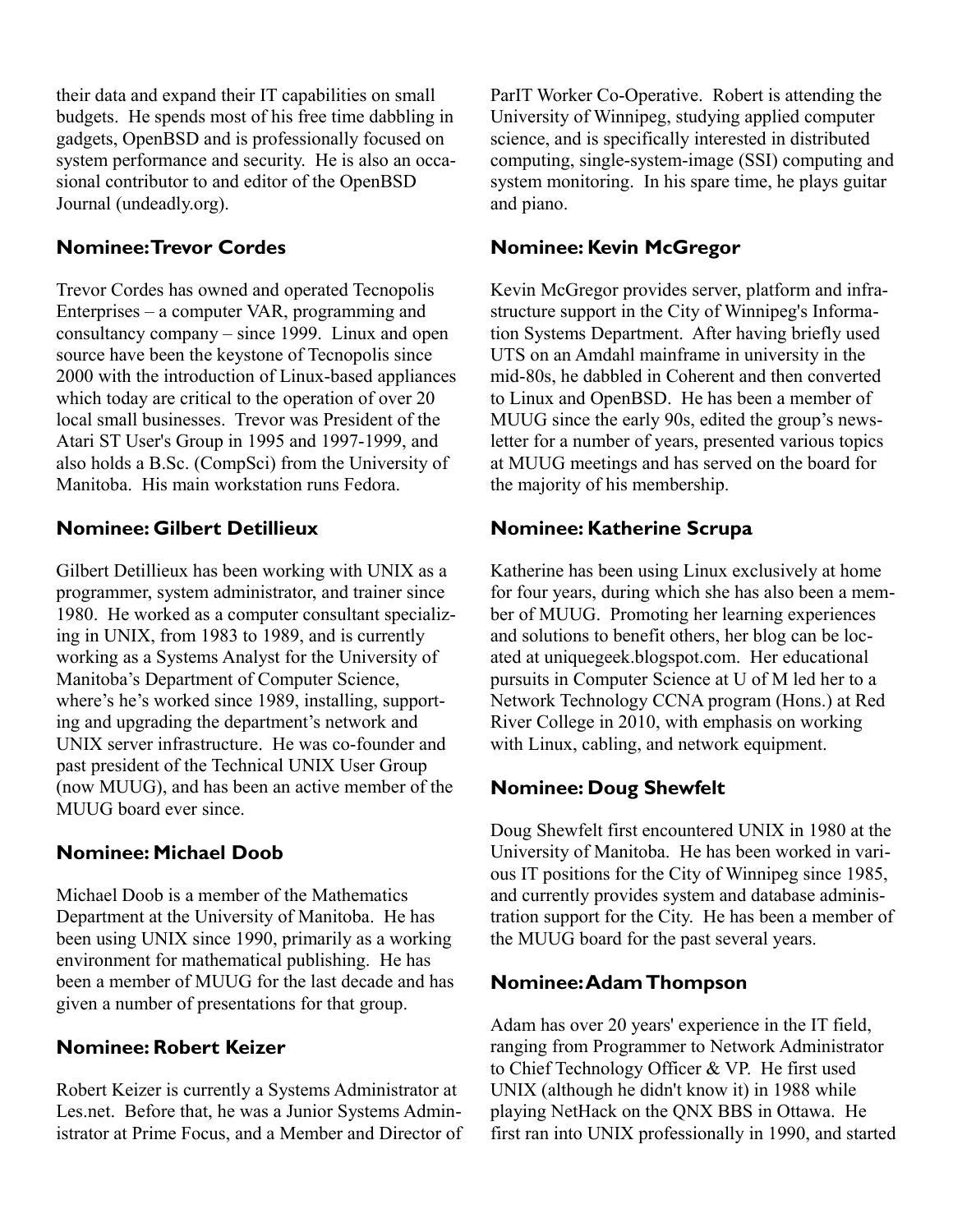their data and expand their IT capabilities on small budgets. He spends most of his free time dabbling in gadgets, OpenBSD and is professionally focused on system performance and security. He is also an occasional contributor to and editor of the OpenBSD Journal (undeadly.org).

### Nominee: Trevor Cordes

Trevor Cordes has owned and operated Tecnopolis Enterprises – a computer VAR, programming and consultancy company – since 1999. Linux and open source have been the keystone of Tecnopolis since 2000 with the introduction of Linux-based appliances which today are critical to the operation of over 20 local small businesses. Trevor was President of the Atari ST User's Group in 1995 and 1997-1999, and also holds a B.Sc. (CompSci) from the University of Manitoba. His main workstation runs Fedora.

### Nominee: Gilbert Detillieux

Gilbert Detillieux has been working with UNIX as a programmer, system administrator, and trainer since 1980. He worked as a computer consultant specializing in UNIX, from 1983 to 1989, and is currently working as a Systems Analyst for the University of Manitoba's Department of Computer Science, where's he's worked since 1989, installing, supporting and upgrading the department's network and UNIX server infrastructure. He was co-founder and past president of the Technical UNIX User Group (now MUUG), and has been an active member of the MUUG board ever since.

### Nominee: Michael Doob

Michael Doob is a member of the Mathematics Department at the University of Manitoba. He has been using UNIX since 1990, primarily as a working environment for mathematical publishing. He has been a member of MUUG for the last decade and has given a number of presentations for that group.

### Nominee: Robert Keizer

Robert Keizer is currently a Systems Administrator at Les.net. Before that, he was a Junior Systems Administrator at Prime Focus, and a Member and Director of ParIT Worker Co-Operative. Robert is attending the University of Winnipeg, studying applied computer science, and is specifically interested in distributed computing, single-system-image (SSI) computing and system monitoring. In his spare time, he plays guitar and piano.

### Nominee: Kevin McGregor

Kevin McGregor provides server, platform and infrastructure support in the City of Winnipeg's Information Systems Department. After having briefly used UTS on an Amdahl mainframe in university in the mid-80s, he dabbled in Coherent and then converted to Linux and OpenBSD. He has been a member of MUUG since the early 90s, edited the group's newsletter for a number of years, presented various topics at MUUG meetings and has served on the board for the majority of his membership.

### Nominee: Katherine Scrupa

Katherine has been using Linux exclusively at home for four years, during which she has also been a member of MUUG. Promoting her learning experiences and solutions to benefit others, her blog can be located at uniquegeek.blogspot.com. Her educational pursuits in Computer Science at U of M led her to a Network Technology CCNA program (Hons.) at Red River College in 2010, with emphasis on working with Linux, cabling, and network equipment.

### Nominee: Doug Shewfelt

Doug Shewfelt first encountered UNIX in 1980 at the University of Manitoba. He has been worked in various IT positions for the City of Winnipeg since 1985, and currently provides system and database administration support for the City. He has been a member of the MUUG board for the past several years.

### Nominee: Adam Thompson

Adam has over 20 years' experience in the IT field, ranging from Programmer to Network Administrator to Chief Technology Officer & VP. He first used UNIX (although he didn't know it) in 1988 while playing NetHack on the QNX BBS in Ottawa. He first ran into UNIX professionally in 1990, and started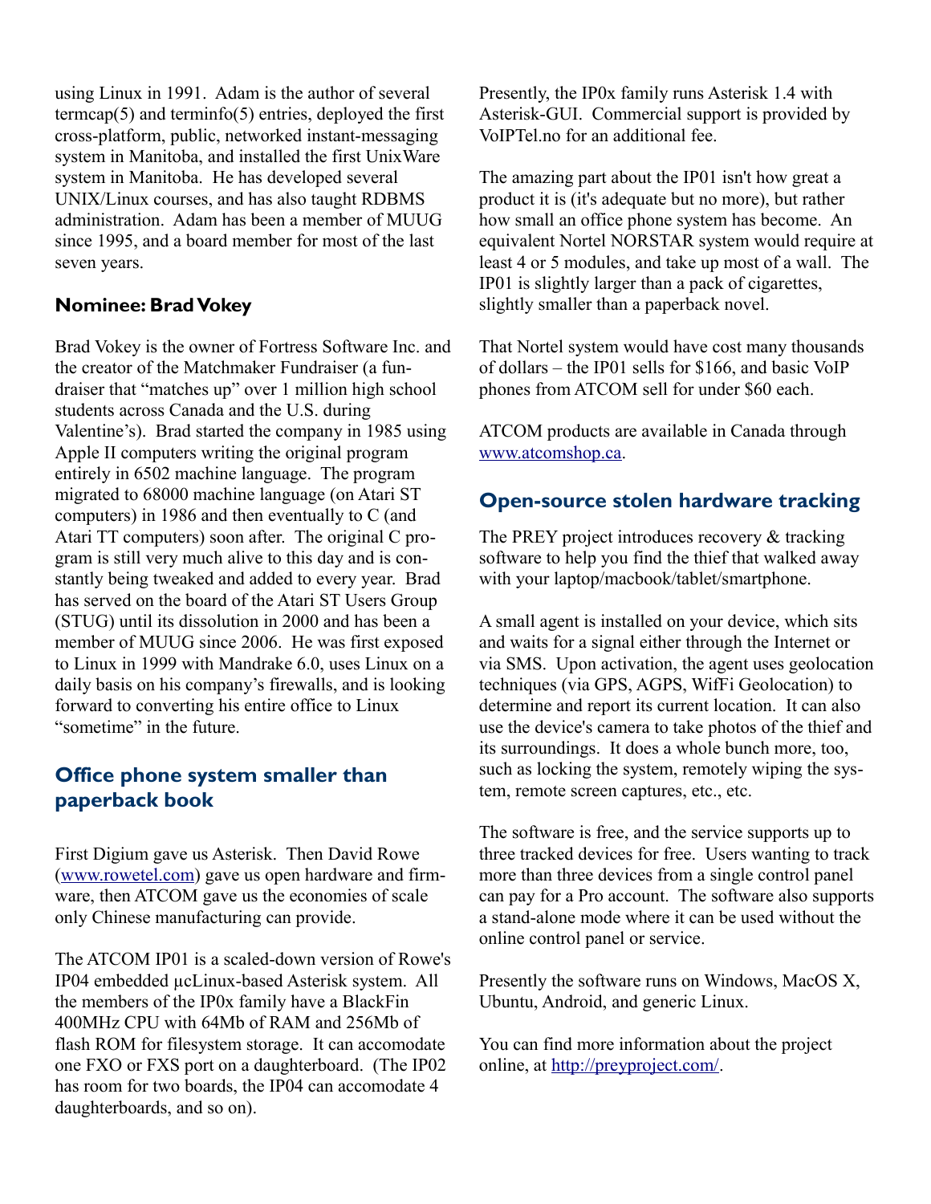using Linux in 1991. Adam is the author of several termcap(5) and terminfo(5) entries, deployed the first cross-platform, public, networked instant-messaging system in Manitoba, and installed the first UnixWare system in Manitoba. He has developed several UNIX/Linux courses, and has also taught RDBMS administration. Adam has been a member of MUUG since 1995, and a board member for most of the last seven years.

### Nominee: Brad Vokey

Brad Vokey is the owner of Fortress Software Inc. and the creator of the Matchmaker Fundraiser (a fundraiser that "matches up" over 1 million high school students across Canada and the U.S. during Valentine's). Brad started the company in 1985 using Apple II computers writing the original program entirely in 6502 machine language. The program migrated to 68000 machine language (on Atari ST computers) in 1986 and then eventually to C (and Atari TT computers) soon after. The original C program is still very much alive to this day and is constantly being tweaked and added to every year. Brad has served on the board of the Atari ST Users Group (STUG) until its dissolution in 2000 and has been a member of MUUG since 2006. He was first exposed to Linux in 1999 with Mandrake 6.0, uses Linux on a daily basis on his company's firewalls, and is looking forward to converting his entire office to Linux "sometime" in the future.

## Office phone system smaller than paperback book

First Digium gave us Asterisk. Then David Rowe (www.rowetel.com) gave us open hardware and firmware, then ATCOM gave us the economies of scale only Chinese manufacturing can provide.

The ATCOM IP01 is a scaled-down version of Rowe's IP04 embedded µcLinux-based Asterisk system. All the members of the IP0x family have a BlackFin 400MHz CPU with 64Mb of RAM and 256Mb of flash ROM for filesystem storage. It can accomodate one FXO or FXS port on a daughterboard. (The IP02 has room for two boards, the IP04 can accomodate 4 daughterboards, and so on).

Presently, the IP0x family runs Asterisk 1.4 with Asterisk-GUI. Commercial support is provided by VoIPTel.no for an additional fee.

The amazing part about the IP01 isn't how great a product it is (it's adequate but no more), but rather how small an office phone system has become. An equivalent Nortel NORSTAR system would require at least 4 or 5 modules, and take up most of a wall. The IP01 is slightly larger than a pack of cigarettes, slightly smaller than a paperback novel.

That Nortel system would have cost many thousands of dollars – the IP01 sells for $166, and basic VoIP phones from ATCOM sell for under $60 each.

ATCOM products are available in Canada through www.atcomshop.ca.

## Open-source stolen hardware tracking

The PREY project introduces recovery & tracking software to help you find the thief that walked away with your laptop/macbook/tablet/smartphone.

A small agent is installed on your device, which sits and waits for a signal either through the Internet or via SMS. Upon activation, the agent uses geolocation techniques (via GPS, AGPS, WifFi Geolocation) to determine and report its current location. It can also use the device's camera to take photos of the thief and its surroundings. It does a whole bunch more, too, such as locking the system, remotely wiping the system, remote screen captures, etc., etc.

The software is free, and the service supports up to three tracked devices for free. Users wanting to track more than three devices from a single control panel can pay for a Pro account. The software also supports a stand-alone mode where it can be used without the online control panel or service.

Presently the software runs on Windows, MacOS X, Ubuntu, Android, and generic Linux.

You can find more information about the project online, at http://preyproject.com/.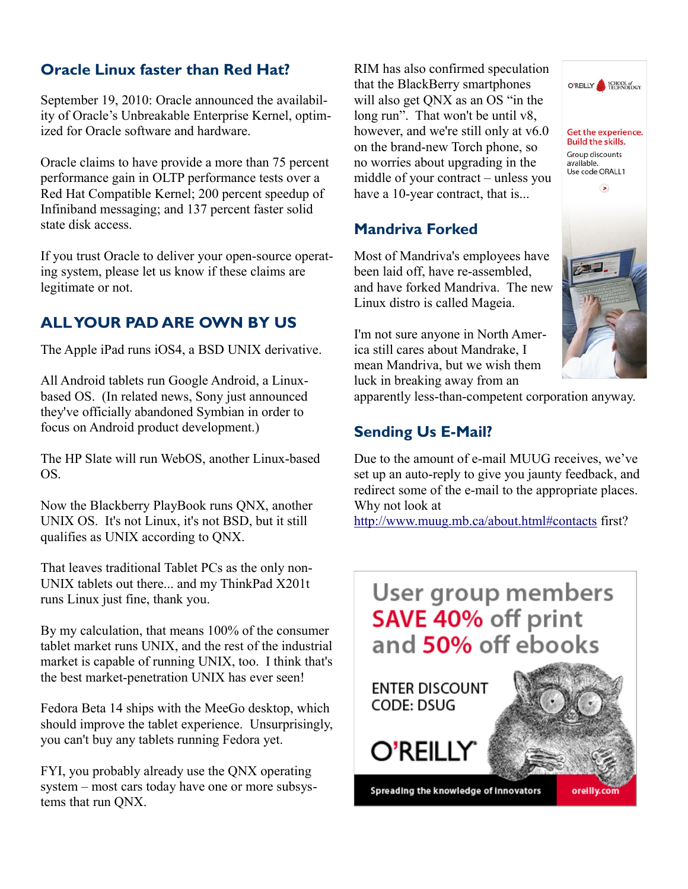## Oracle Linux faster than Red Hat?

September 19, 2010: Oracle announced the availability of Oracle's Unbreakable Enterprise Kernel, optimized for Oracle software and hardware.

Oracle claims to have provide a more than 75 percent performance gain in OLTP performance tests over a Red Hat Compatible Kernel; 200 percent speedup of Infiniband messaging; and 137 percent faster solid state disk access.

If you trust Oracle to deliver your open-source operating system, please let us know if these claims are legitimate or not.

## ALL YOUR PAD ARE OWN BY US

The Apple iPad runs iOS4, a BSD UNIX derivative.

All Android tablets run Google Android, a Linux-based OS. (In related news, Sony just announced they've officially abandoned Symbian in order to focus on Android product development.)

The HP Slate will run WebOS, another Linux-based OS.

Now the Blackberry PlayBook runs QNX, another UNIX OS. It's not Linux, it's not BSD, but it still qualifies as UNIX according to QNX.

That leaves traditional Tablet PCs as the only non-UNIX tablets out there... and my ThinkPad X201t runs Linux just fine, thank you.

By my calculation, that means 100% of the consumer tablet market runs UNIX, and the rest of the industrial market is capable of running UNIX, too. I think that's the best market-penetration UNIX has ever seen!

Fedora Beta 14 ships with the MeeGo desktop, which should improve the tablet experience. Unsurprisingly, you can't buy any tablets running Fedora yet.

FYI, you probably already use the QNX operating system – most cars today have one or more subsystems that run QNX.

RIM has also confirmed speculation that the BlackBerry smartphones will also get QNX as an OS "in the long run". That won't be until v8, however, and we're still only at v6.0 on the brand-new Torch phone, so no worries about upgrading in the middle of your contract – unless you have a 10-year contract, that is...

## Mandriva Forked

Most of Mandriva's employees have been laid off, have re-assembled, and have forked Mandriva. The new Linux distro is called Mageia.

I'm not sure anyone in North America still cares about Mandrake, I mean Mandriva, but we wish them luck in breaking away from an apparently less-than-competent corporation anyway.

## Sending Us E-Mail?

Due to the amount of e-mail MUUG receives, we've set up an auto-reply to give you jaunty feedback, and redirect some of the e-mail to the appropriate places. Why not look at http://www.muug.mb.ca/about.html#contacts first?

O'REILLY SCHOOL of TECHNOLOGY

Get the experience. Build the skills.

Group discounts available. Use code ORALL1

User group members **SAVE 40%** off print and **50%** off ebooks

ENTER DISCOUNT CODE: DSUG

O'REILLY

Spreading the knowledge of innovators — oreilly.com